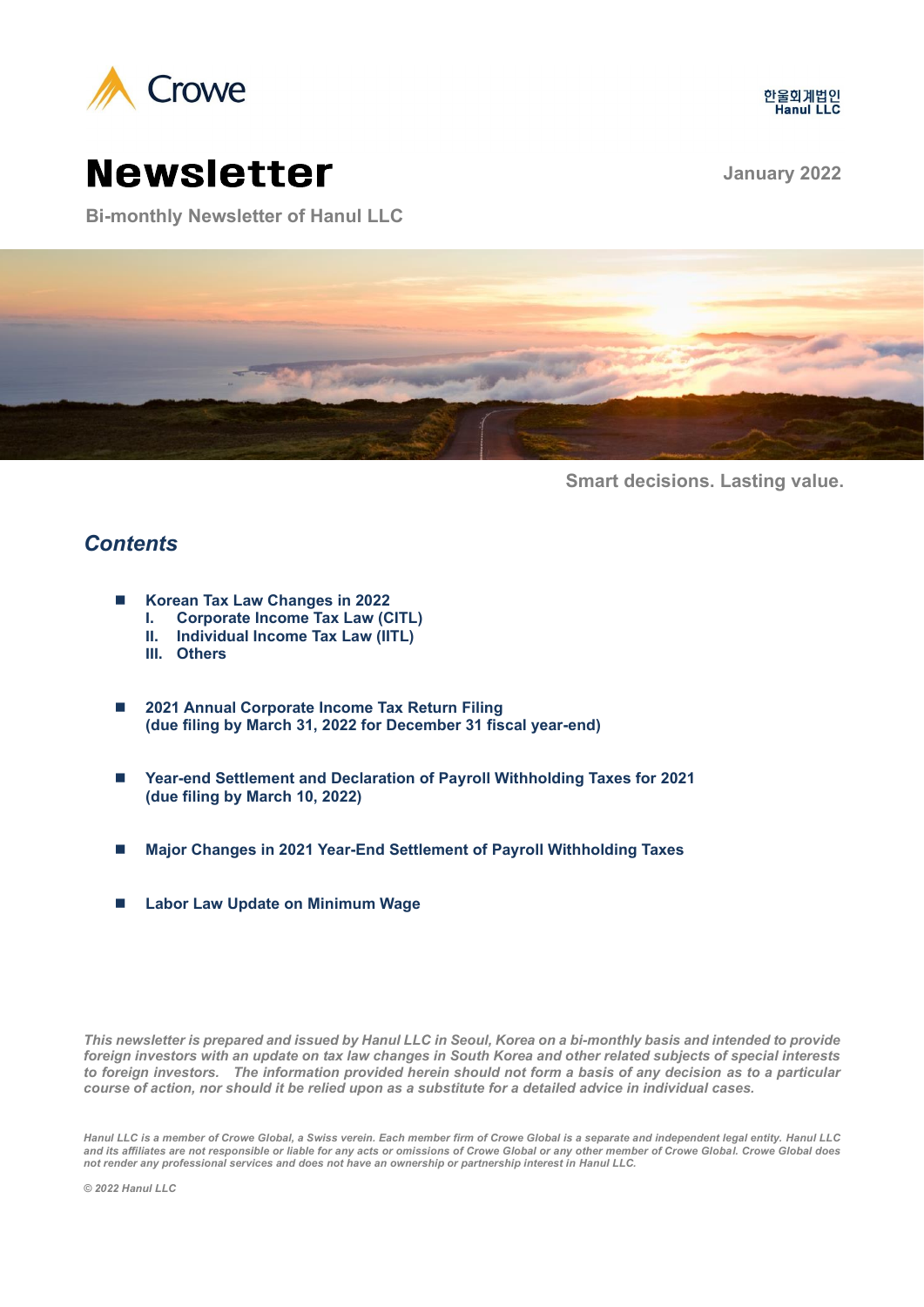Crowe

한울회계법인
Hanul LLC

# Newsletter

January 2022

**Bi-monthly Newsletter of Hanul LLC**

**Smart decisions. Lasting value.**

## *Contents*

- **Korean Tax Law Changes in 2022**
  - **I. Corporate Income Tax Law (CITL)**
  - **II. Individual Income Tax Law (IITL)**
  - **III. Others**

- **2021 Annual Corporate Income Tax Return Filing (due filing by March 31, 2022 for December 31 fiscal year-end)**

- **Year-end Settlement and Declaration of Payroll Withholding Taxes for 2021 (due filing by March 10, 2022)**

- **Major Changes in 2021 Year-End Settlement of Payroll Withholding Taxes**

- **Labor Law Update on Minimum Wage**

***This newsletter is prepared and issued by Hanul LLC in Seoul, Korea on a bi-monthly basis and intended to provide foreign investors with an update on tax law changes in South Korea and other related subjects of special interests to foreign investors. The information provided herein should not form a basis of any decision as to a particular course of action, nor should it be relied upon as a substitute for a detailed advice in individual cases.***

***Hanul LLC is a member of Crowe Global, a Swiss verein. Each member firm of Crowe Global is a separate and independent legal entity. Hanul LLC and its affiliates are not responsible or liable for any acts or omissions of Crowe Global or any other member of Crowe Global. Crowe Global does not render any professional services and does not have an ownership or partnership interest in Hanul LLC.***

***© 2022 Hanul LLC***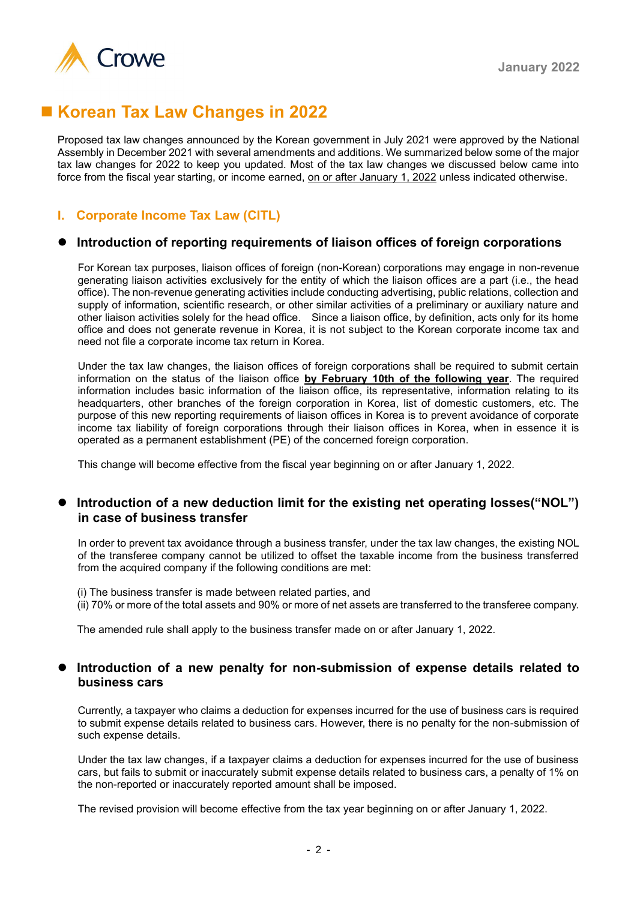# ■ Korean Tax Law Changes in 2022

Proposed tax law changes announced by the Korean government in July 2021 were approved by the National Assembly in December 2021 with several amendments and additions. We summarized below some of the major tax law changes for 2022 to keep you updated. Most of the tax law changes we discussed below came into force from the fiscal year starting, or income earned, on or after January 1, 2022 unless indicated otherwise.

## I. Corporate Income Tax Law (CITL)

### ● Introduction of reporting requirements of liaison offices of foreign corporations

For Korean tax purposes, liaison offices of foreign (non-Korean) corporations may engage in non-revenue generating liaison activities exclusively for the entity of which the liaison offices are a part (i.e., the head office). The non-revenue generating activities include conducting advertising, public relations, collection and supply of information, scientific research, or other similar activities of a preliminary or auxiliary nature and other liaison activities solely for the head office. Since a liaison office, by definition, acts only for its home office and does not generate revenue in Korea, it is not subject to the Korean corporate income tax and need not file a corporate income tax return in Korea.

Under the tax law changes, the liaison offices of foreign corporations shall be required to submit certain information on the status of the liaison office **by February 10th of the following year**. The required information includes basic information of the liaison office, its representative, information relating to its headquarters, other branches of the foreign corporation in Korea, list of domestic customers, etc. The purpose of this new reporting requirements of liaison offices in Korea is to prevent avoidance of corporate income tax liability of foreign corporations through their liaison offices in Korea, when in essence it is operated as a permanent establishment (PE) of the concerned foreign corporation.

This change will become effective from the fiscal year beginning on or after January 1, 2022.

### ● Introduction of a new deduction limit for the existing net operating losses("NOL") in case of business transfer

In order to prevent tax avoidance through a business transfer, under the tax law changes, the existing NOL of the transferee company cannot be utilized to offset the taxable income from the business transferred from the acquired company if the following conditions are met:

(i) The business transfer is made between related parties, and
(ii) 70% or more of the total assets and 90% or more of net assets are transferred to the transferee company.

The amended rule shall apply to the business transfer made on or after January 1, 2022.

### ● Introduction of a new penalty for non-submission of expense details related to business cars

Currently, a taxpayer who claims a deduction for expenses incurred for the use of business cars is required to submit expense details related to business cars. However, there is no penalty for the non-submission of such expense details.

Under the tax law changes, if a taxpayer claims a deduction for expenses incurred for the use of business cars, but fails to submit or inaccurately submit expense details related to business cars, a penalty of 1% on the non-reported or inaccurately reported amount shall be imposed.

The revised provision will become effective from the tax year beginning on or after January 1, 2022.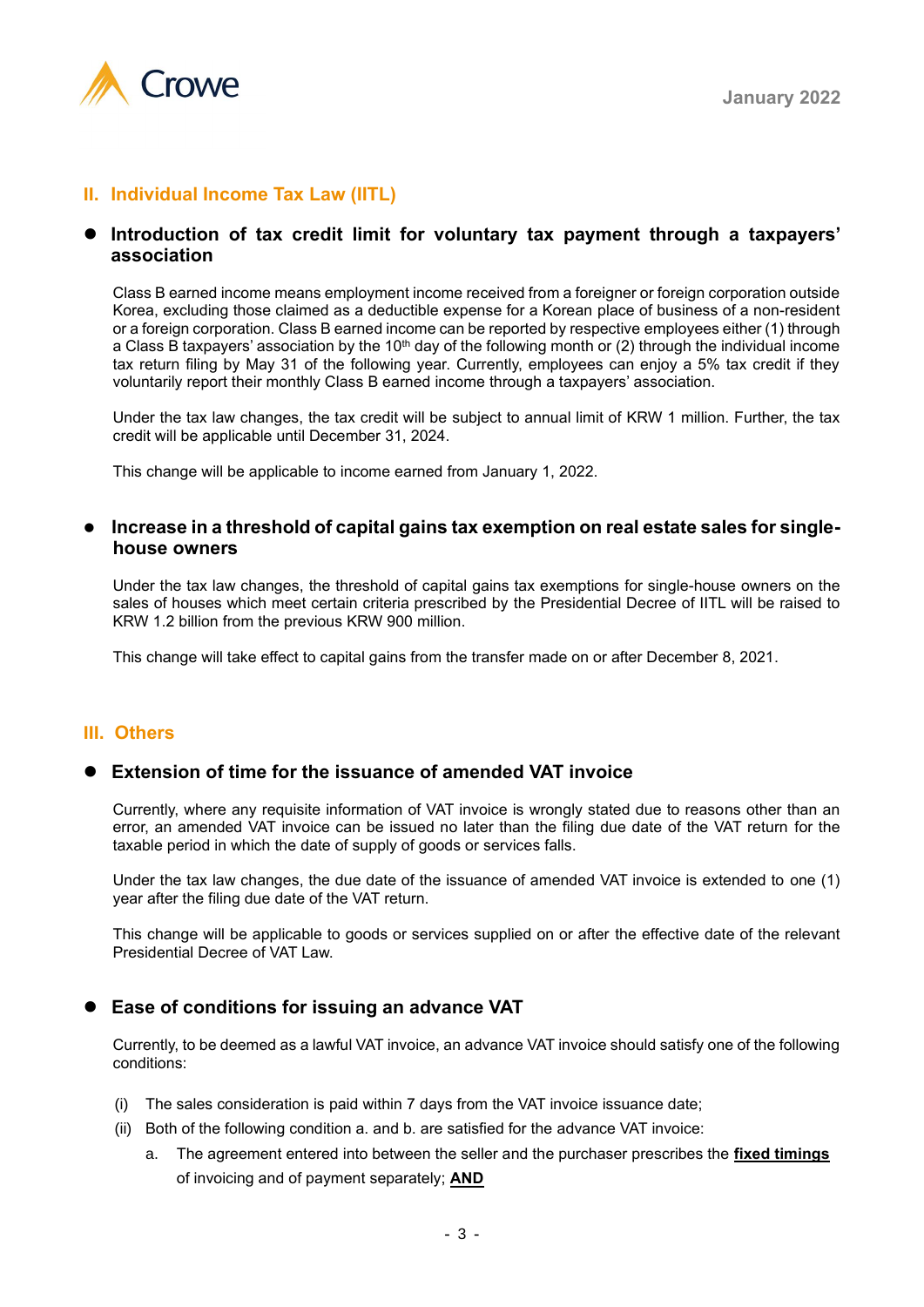## II. Individual Income Tax Law (IITL)

- **Introduction of tax credit limit for voluntary tax payment through a taxpayers' association**

Class B earned income means employment income received from a foreigner or foreign corporation outside Korea, excluding those claimed as a deductible expense for a Korean place of business of a non-resident or a foreign corporation. Class B earned income can be reported by respective employees either (1) through a Class B taxpayers' association by the 10th day of the following month or (2) through the individual income tax return filing by May 31 of the following year. Currently, employees can enjoy a 5% tax credit if they voluntarily report their monthly Class B earned income through a taxpayers' association.

Under the tax law changes, the tax credit will be subject to annual limit of KRW 1 million. Further, the tax credit will be applicable until December 31, 2024.

This change will be applicable to income earned from January 1, 2022.

- **Increase in a threshold of capital gains tax exemption on real estate sales for single-house owners**

Under the tax law changes, the threshold of capital gains tax exemptions for single-house owners on the sales of houses which meet certain criteria prescribed by the Presidential Decree of IITL will be raised to KRW 1.2 billion from the previous KRW 900 million.

This change will take effect to capital gains from the transfer made on or after December 8, 2021.

## III. Others

- **Extension of time for the issuance of amended VAT invoice**

Currently, where any requisite information of VAT invoice is wrongly stated due to reasons other than an error, an amended VAT invoice can be issued no later than the filing due date of the VAT return for the taxable period in which the date of supply of goods or services falls.

Under the tax law changes, the due date of the issuance of amended VAT invoice is extended to one (1) year after the filing due date of the VAT return.

This change will be applicable to goods or services supplied on or after the effective date of the relevant Presidential Decree of VAT Law.

- **Ease of conditions for issuing an advance VAT**

Currently, to be deemed as a lawful VAT invoice, an advance VAT invoice should satisfy one of the following conditions:

(i) The sales consideration is paid within 7 days from the VAT invoice issuance date;

(ii) Both of the following condition a. and b. are satisfied for the advance VAT invoice:

   a. The agreement entered into between the seller and the purchaser prescribes the **fixed timings** of invoicing and of payment separately; **AND**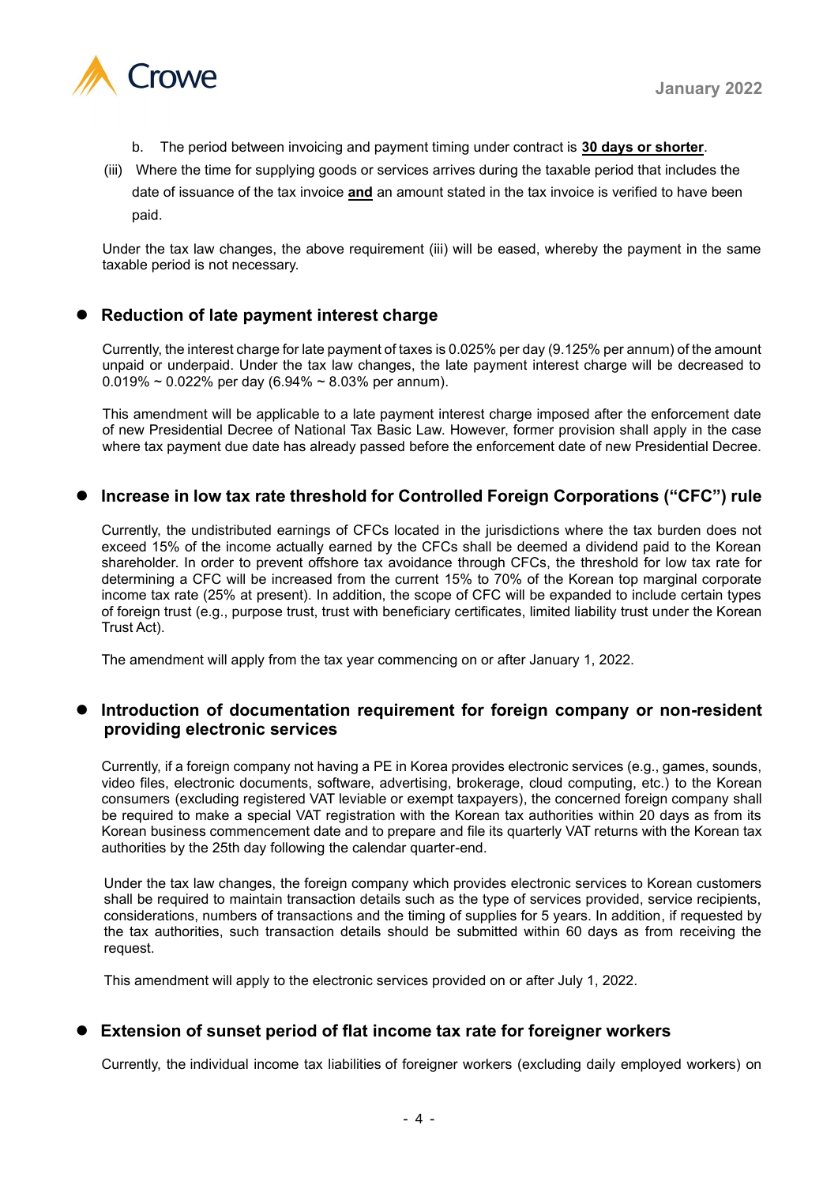b. The period between invoicing and payment timing under contract is **30 days or shorter**.

(iii) Where the time for supplying goods or services arrives during the taxable period that includes the date of issuance of the tax invoice **and** an amount stated in the tax invoice is verified to have been paid.

Under the tax law changes, the above requirement (iii) will be eased, whereby the payment in the same taxable period is not necessary.

## Reduction of late payment interest charge

Currently, the interest charge for late payment of taxes is 0.025% per day (9.125% per annum) of the amount unpaid or underpaid. Under the tax law changes, the late payment interest charge will be decreased to 0.019% ~ 0.022% per day (6.94% ~ 8.03% per annum).

This amendment will be applicable to a late payment interest charge imposed after the enforcement date of new Presidential Decree of National Tax Basic Law. However, former provision shall apply in the case where tax payment due date has already passed before the enforcement date of new Presidential Decree.

## Increase in low tax rate threshold for Controlled Foreign Corporations ("CFC") rule

Currently, the undistributed earnings of CFCs located in the jurisdictions where the tax burden does not exceed 15% of the income actually earned by the CFCs shall be deemed a dividend paid to the Korean shareholder. In order to prevent offshore tax avoidance through CFCs, the threshold for low tax rate for determining a CFC will be increased from the current 15% to 70% of the Korean top marginal corporate income tax rate (25% at present). In addition, the scope of CFC will be expanded to include certain types of foreign trust (e.g., purpose trust, trust with beneficiary certificates, limited liability trust under the Korean Trust Act).

The amendment will apply from the tax year commencing on or after January 1, 2022.

## Introduction of documentation requirement for foreign company or non-resident providing electronic services

Currently, if a foreign company not having a PE in Korea provides electronic services (e.g., games, sounds, video files, electronic documents, software, advertising, brokerage, cloud computing, etc.) to the Korean consumers (excluding registered VAT leviable or exempt taxpayers), the concerned foreign company shall be required to make a special VAT registration with the Korean tax authorities within 20 days as from its Korean business commencement date and to prepare and file its quarterly VAT returns with the Korean tax authorities by the 25th day following the calendar quarter-end.

Under the tax law changes, the foreign company which provides electronic services to Korean customers shall be required to maintain transaction details such as the type of services provided, service recipients, considerations, numbers of transactions and the timing of supplies for 5 years. In addition, if requested by the tax authorities, such transaction details should be submitted within 60 days as from receiving the request.

This amendment will apply to the electronic services provided on or after July 1, 2022.

## Extension of sunset period of flat income tax rate for foreigner workers

Currently, the individual income tax liabilities of foreigner workers (excluding daily employed workers) on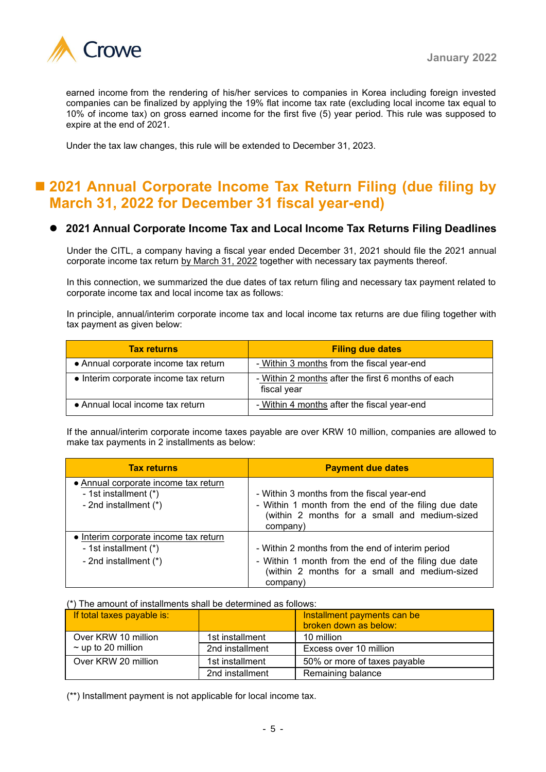earned income from the rendering of his/her services to companies in Korea including foreign invested companies can be finalized by applying the 19% flat income tax rate (excluding local income tax equal to 10% of income tax) on gross earned income for the first five (5) year period. This rule was supposed to expire at the end of 2021.

Under the tax law changes, this rule will be extended to December 31, 2023.

## ■ 2021 Annual Corporate Income Tax Return Filing (due filing by March 31, 2022 for December 31 fiscal year-end)

### ● 2021 Annual Corporate Income Tax and Local Income Tax Returns Filing Deadlines

Under the CITL, a company having a fiscal year ended December 31, 2021 should file the 2021 annual corporate income tax return by March 31, 2022 together with necessary tax payments thereof.

In this connection, we summarized the due dates of tax return filing and necessary tax payment related to corporate income tax and local income tax as follows:

In principle, annual/interim corporate income tax and local income tax returns are due filing together with tax payment as given below:

| Tax returns | Filing due dates |
|---|---|
| • Annual corporate income tax return | - Within 3 months from the fiscal year-end |
| • Interim corporate income tax return | - Within 2 months after the first 6 months of each fiscal year |
| • Annual local income tax return | - Within 4 months after the fiscal year-end |

If the annual/interim corporate income taxes payable are over KRW 10 million, companies are allowed to make tax payments in 2 installments as below:

| Tax returns | Payment due dates |
|---|---|
| • Annual corporate income tax return<br>- 1st installment (*)<br>- 2nd installment (*) | - Within 3 months from the fiscal year-end<br>- Within 1 month from the end of the filing due date (within 2 months for a small and medium-sized company) |
| • Interim corporate income tax return<br>- 1st installment (*)<br>- 2nd installment (*) | - Within 2 months from the end of interim period<br>- Within 1 month from the end of the filing due date (within 2 months for a small and medium-sized company) |

(*) The amount of installments shall be determined as follows:

| If total taxes payable is: | | Installment payments can be broken down as below: |
|---|---|---|
| Over KRW 10 million ~ up to 20 million | 1st installment | 10 million |
| | 2nd installment | Excess over 10 million |
| Over KRW 20 million | 1st installment | 50% or more of taxes payable |
| | 2nd installment | Remaining balance |

(**) Installment payment is not applicable for local income tax.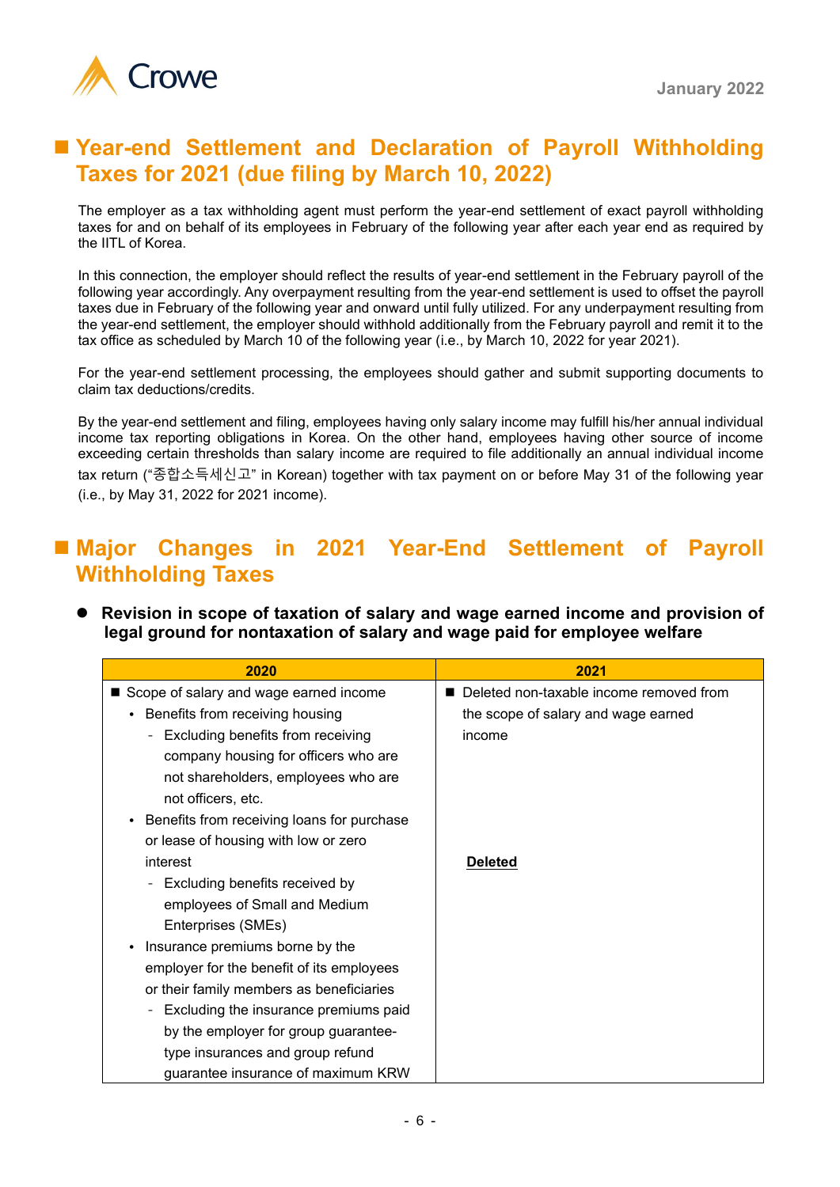## ■ Year-end Settlement and Declaration of Payroll Withholding Taxes for 2021 (due filing by March 10, 2022)

The employer as a tax withholding agent must perform the year-end settlement of exact payroll withholding taxes for and on behalf of its employees in February of the following year after each year end as required by the IITL of Korea.

In this connection, the employer should reflect the results of year-end settlement in the February payroll of the following year accordingly. Any overpayment resulting from the year-end settlement is used to offset the payroll taxes due in February of the following year and onward until fully utilized. For any underpayment resulting from the year-end settlement, the employer should withhold additionally from the February payroll and remit it to the tax office as scheduled by March 10 of the following year (i.e., by March 10, 2022 for year 2021).

For the year-end settlement processing, the employees should gather and submit supporting documents to claim tax deductions/credits.

By the year-end settlement and filing, employees having only salary income may fulfill his/her annual individual income tax reporting obligations in Korea. On the other hand, employees having other source of income exceeding certain thresholds than salary income are required to file additionally an annual individual income tax return ("종합소득세신고" in Korean) together with tax payment on or before May 31 of the following year (i.e., by May 31, 2022 for 2021 income).

## ■ Major Changes in 2021 Year-End Settlement of Payroll Withholding Taxes

- **Revision in scope of taxation of salary and wage earned income and provision of legal ground for nontaxation of salary and wage paid for employee welfare**

| 2020 | 2021 |
|---|---|
| ■ Scope of salary and wage earned income<br>• Benefits from receiving housing<br>- Excluding benefits from receiving company housing for officers who are not shareholders, employees who are not officers, etc.<br>• Benefits from receiving loans for purchase or lease of housing with low or zero interest<br>- Excluding benefits received by employees of Small and Medium Enterprises (SMEs)<br>• Insurance premiums borne by the employer for the benefit of its employees or their family members as beneficiaries<br>- Excluding the insurance premiums paid by the employer for group guarantee-type insurances and group refund guarantee insurance of maximum KRW | ■ Deleted non-taxable income removed from the scope of salary and wage earned income<br><br>**<u>Deleted</u>** |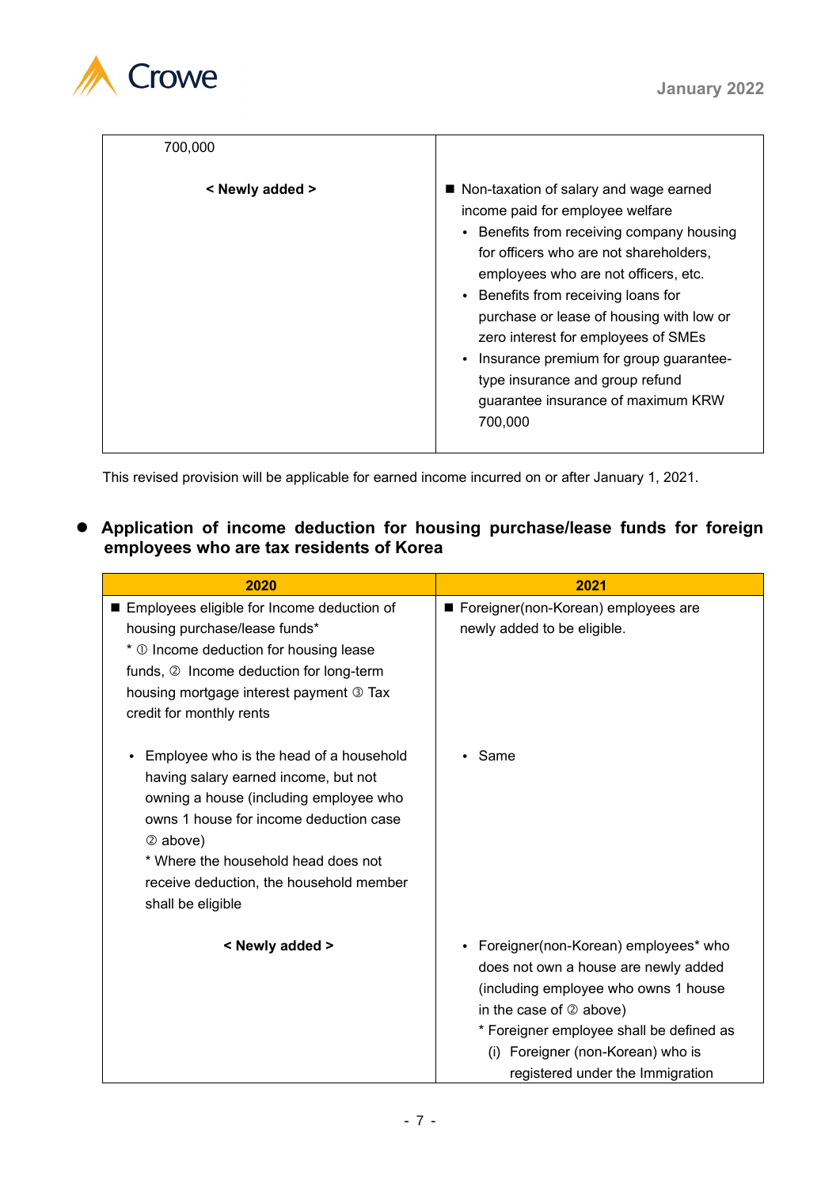| | |
|---|---|
| 700,000 | |
| < Newly added > | ■ Non-taxation of salary and wage earned income paid for employee welfare<br>• Benefits from receiving company housing for officers who are not shareholders, employees who are not officers, etc.<br>• Benefits from receiving loans for purchase or lease of housing with low or zero interest for employees of SMEs<br>• Insurance premium for group guarantee-type insurance and group refund guarantee insurance of maximum KRW 700,000 |

This revised provision will be applicable for earned income incurred on or after January 1, 2021.

## Application of income deduction for housing purchase/lease funds for foreign employees who are tax residents of Korea

| 2020 | 2021 |
|---|---|
| ■ Employees eligible for Income deduction of housing purchase/lease funds*<br>* ① Income deduction for housing lease funds, ② Income deduction for long-term housing mortgage interest payment ③ Tax credit for monthly rents | ■ Foreigner(non-Korean) employees are newly added to be eligible. |
| • Employee who is the head of a household having salary earned income, but not owning a house (including employee who owns 1 house for income deduction case ② above)<br>* Where the household head does not receive deduction, the household member shall be eligible | • Same |
| < Newly added > | • Foreigner(non-Korean) employees* who does not own a house are newly added (including employee who owns 1 house in the case of ② above)<br>* Foreigner employee shall be defined as<br>(i) Foreigner (non-Korean) who is registered under the Immigration |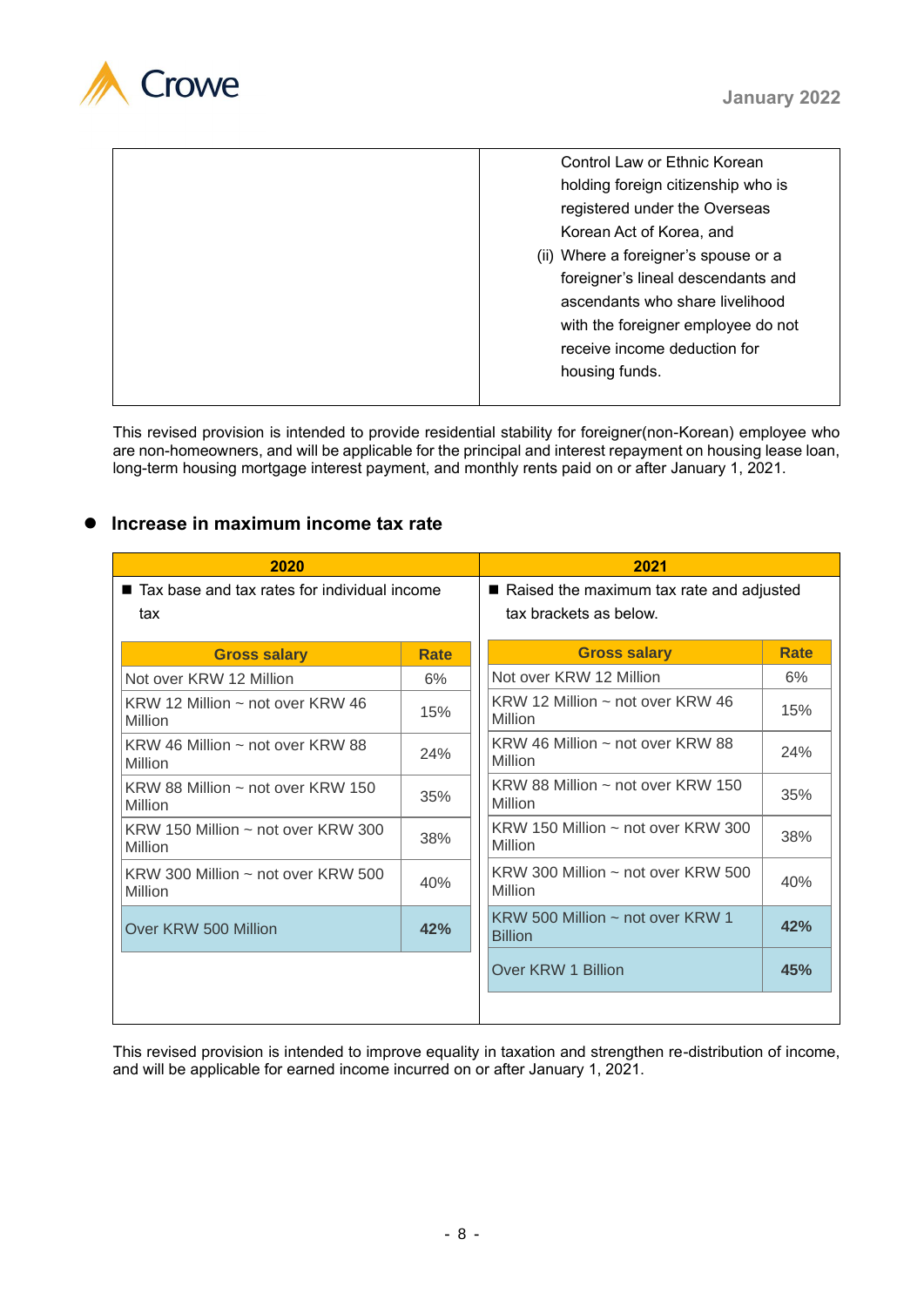| | Control Law or Ethnic Korean holding foreign citizenship who is registered under the Overseas Korean Act of Korea, and<br>(ii) Where a foreigner's spouse or a foreigner's lineal descendants and ascendants who share livelihood with the foreigner employee do not receive income deduction for housing funds. |
|---|---|

This revised provision is intended to provide residential stability for foreigner(non-Korean) employee who are non-homeowners, and will be applicable for the principal and interest repayment on housing lease loan, long-term housing mortgage interest payment, and monthly rents paid on or after January 1, 2021.

- **Increase in maximum income tax rate**

| 2020 | 2021 |
|---|---|
| ■ Tax base and tax rates for individual income tax | ■ Raised the maximum tax rate and adjusted tax brackets as below. |

**2020**

| Gross salary | Rate |
|---|---|
| Not over KRW 12 Million | 6% |
| KRW 12 Million ~ not over KRW 46 Million | 15% |
| KRW 46 Million ~ not over KRW 88 Million | 24% |
| KRW 88 Million ~ not over KRW 150 Million | 35% |
| KRW 150 Million ~ not over KRW 300 Million | 38% |
| KRW 300 Million ~ not over KRW 500 Million | 40% |
| Over KRW 500 Million | **42%** |

**2021**

| Gross salary | Rate |
|---|---|
| Not over KRW 12 Million | 6% |
| KRW 12 Million ~ not over KRW 46 Million | 15% |
| KRW 46 Million ~ not over KRW 88 Million | 24% |
| KRW 88 Million ~ not over KRW 150 Million | 35% |
| KRW 150 Million ~ not over KRW 300 Million | 38% |
| KRW 300 Million ~ not over KRW 500 Million | 40% |
| KRW 500 Million ~ not over KRW 1 Billion | **42%** |
| Over KRW 1 Billion | **45%** |

This revised provision is intended to improve equality in taxation and strengthen re-distribution of income, and will be applicable for earned income incurred on or after January 1, 2021.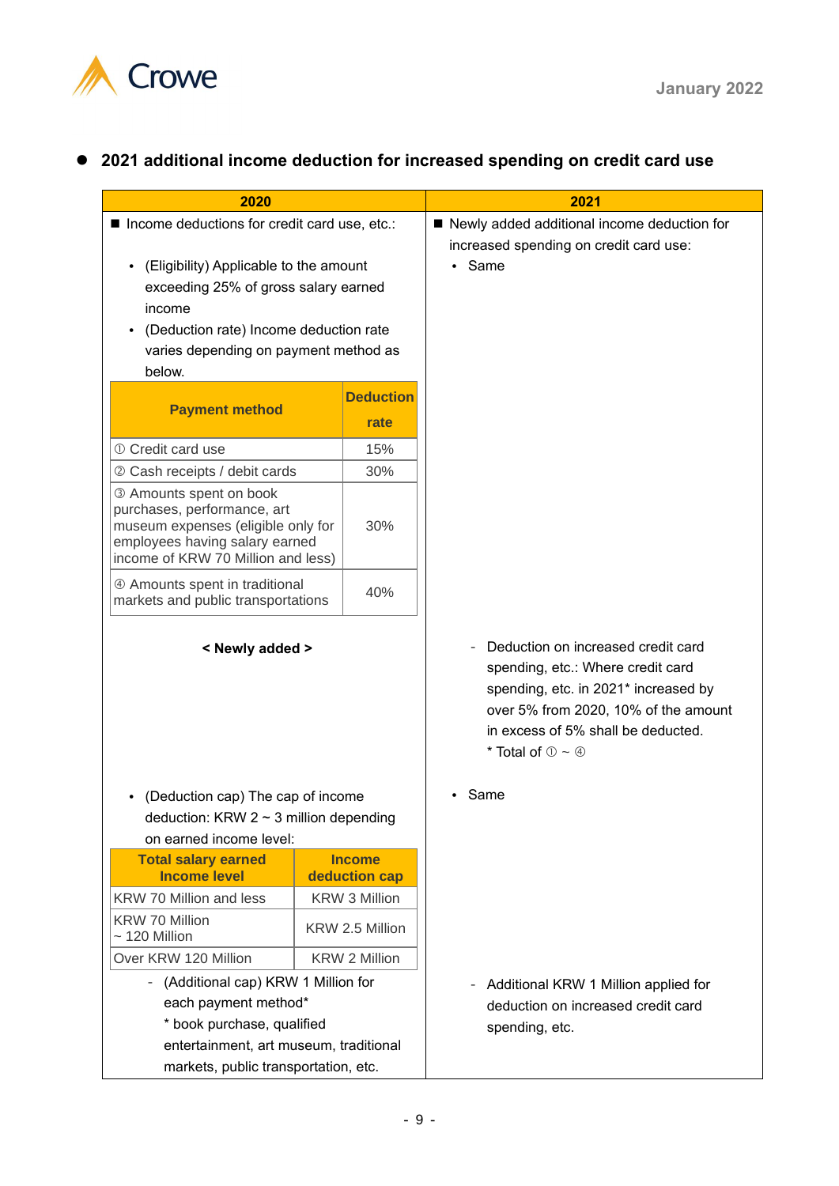- **2021 additional income deduction for increased spending on credit card use**

| 2020 | 2021 |
|---|---|
| ■ Income deductions for credit card use, etc.:<br><br>• (Eligibility) Applicable to the amount exceeding 25% of gross salary earned income<br>• (Deduction rate) Income deduction rate varies depending on payment method as below. | ■ Newly added additional income deduction for increased spending on credit card use:<br>• Same |
| **Payment method** / **Deduction rate**:<br>① Credit card use — 15%<br>② Cash receipts / debit cards — 30%<br>③ Amounts spent on book purchases, performance, art museum expenses (eligible only for employees having salary earned income of KRW 70 Million and less) — 30%<br>④ Amounts spent in traditional markets and public transportations — 40% | |
| **< Newly added >** | - Deduction on increased credit card spending, etc.: Where credit card spending, etc. in 2021* increased by over 5% from 2020, 10% of the amount in excess of 5% shall be deducted.<br>* Total of ① ~ ④ |
| • (Deduction cap) The cap of income deduction: KRW 2 ~ 3 million depending on earned income level: | • Same |
| **Total salary earned Income level** / **Income deduction cap**:<br>KRW 70 Million and less — KRW 3 Million<br>KRW 70 Million ~ 120 Million — KRW 2.5 Million<br>Over KRW 120 Million — KRW 2 Million | |
| - (Additional cap) KRW 1 Million for each payment method*<br>* book purchase, qualified entertainment, art museum, traditional markets, public transportation, etc. | - Additional KRW 1 Million applied for deduction on increased credit card spending, etc. |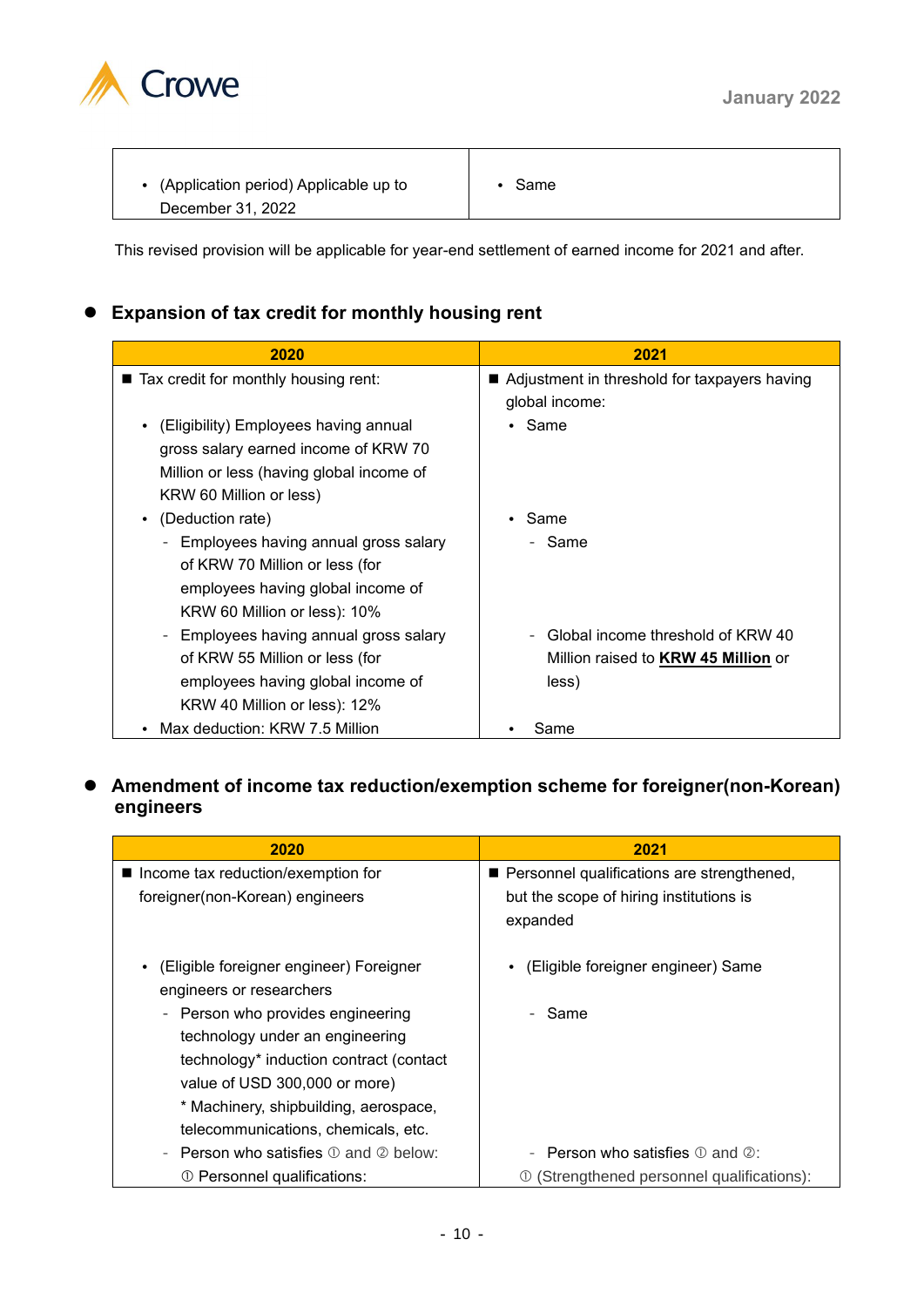| | |
|---|---|
| • (Application period) Applicable up to December 31, 2022 | • Same |

This revised provision will be applicable for year-end settlement of earned income for 2021 and after.

## Expansion of tax credit for monthly housing rent

| 2020 | 2021 |
|---|---|
| ■ Tax credit for monthly housing rent: | ■ Adjustment in threshold for taxpayers having global income: |
| • (Eligibility) Employees having annual gross salary earned income of KRW 70 Million or less (having global income of KRW 60 Million or less) | • Same |
| • (Deduction rate) | • Same |
| - Employees having annual gross salary of KRW 70 Million or less (for employees having global income of KRW 60 Million or less): 10% | - Same |
| - Employees having annual gross salary of KRW 55 Million or less (for employees having global income of KRW 40 Million or less): 12% | - Global income threshold of KRW 40 Million raised to **KRW 45 Million** or less) |
| • Max deduction: KRW 7.5 Million | • Same |

## Amendment of income tax reduction/exemption scheme for foreigner(non-Korean) engineers

| 2020 | 2021 |
|---|---|
| ■ Income tax reduction/exemption for foreigner(non-Korean) engineers | ■ Personnel qualifications are strengthened, but the scope of hiring institutions is expanded |
| • (Eligible foreigner engineer) Foreigner engineers or researchers | • (Eligible foreigner engineer) Same |
| - Person who provides engineering technology under an engineering technology* induction contract (contact value of USD 300,000 or more)<br>* Machinery, shipbuilding, aerospace, telecommunications, chemicals, etc. | - Same |
| - Person who satisfies ① and ② below:<br>① Personnel qualifications: | - Person who satisfies ① and ②:<br>① (Strengthened personnel qualifications): |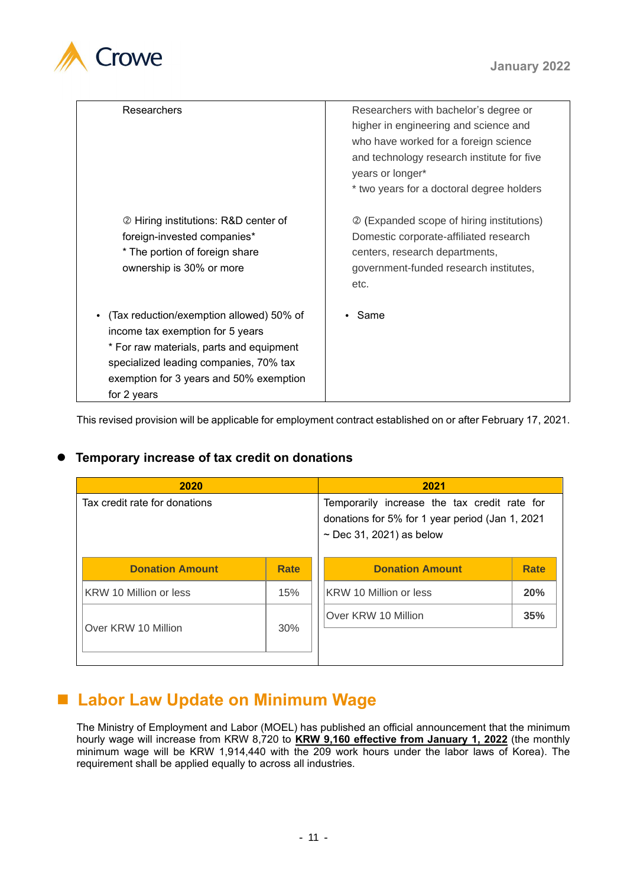| | |
|---|---|
| Researchers | Researchers with bachelor's degree or higher in engineering and science and who have worked for a foreign science and technology research institute for five years or longer*<br>* two years for a doctoral degree holders |
| ② Hiring institutions: R&D center of foreign-invested companies*<br>* The portion of foreign share ownership is 30% or more | ② (Expanded scope of hiring institutions) Domestic corporate-affiliated research centers, research departments, government-funded research institutes, etc. |
| • (Tax reduction/exemption allowed) 50% of income tax exemption for 5 years<br>* For raw materials, parts and equipment specialized leading companies, 70% tax exemption for 3 years and 50% exemption for 2 years | • Same |

This revised provision will be applicable for employment contract established on or after February 17, 2021.

- **Temporary increase of tax credit on donations**

| 2020 | 2021 |
|---|---|
| Tax credit rate for donations | Temporarily increase the tax credit rate for donations for 5% for 1 year period (Jan 1, 2021 ~ Dec 31, 2021) as below |

**2020**

| Donation Amount | Rate |
|---|---|
| KRW 10 Million or less | 15% |
| Over KRW 10 Million | 30% |

**2021**

| Donation Amount | Rate |
|---|---|
| KRW 10 Million or less | **20%** |
| Over KRW 10 Million | **35%** |

## Labor Law Update on Minimum Wage

The Ministry of Employment and Labor (MOEL) has published an official announcement that the minimum hourly wage will increase from KRW 8,720 to **KRW 9,160 effective from January 1, 2022** (the monthly minimum wage will be KRW 1,914,440 with the 209 work hours under the labor laws of Korea). The requirement shall be applied equally to across all industries.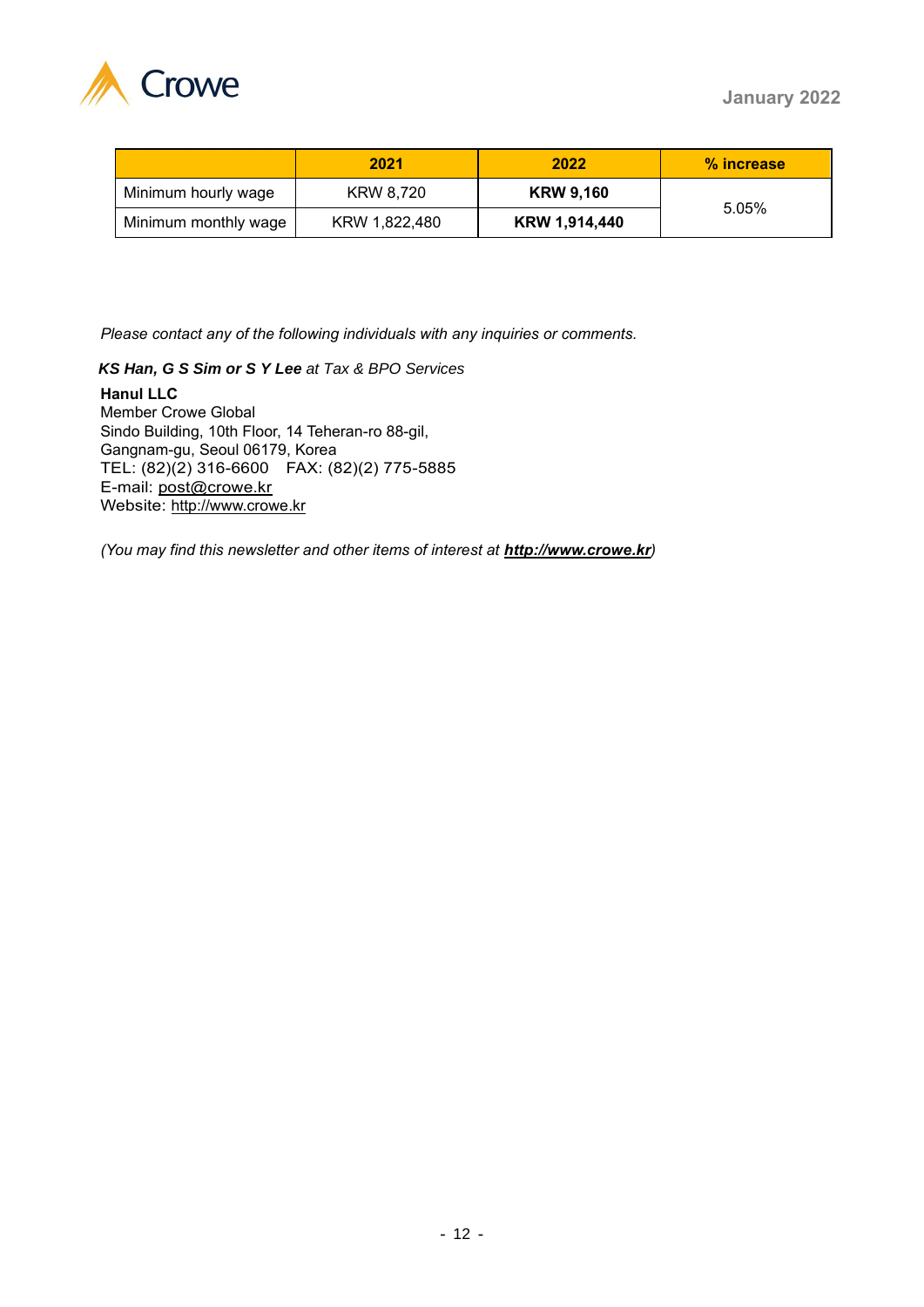| | 2021 | 2022 | % increase |
|---|---|---|---|
| Minimum hourly wage | KRW 8,720 | **KRW 9,160** | 5.05% |
| Minimum monthly wage | KRW 1,822,480 | **KRW 1,914,440** | |

*Please contact any of the following individuals with any inquiries or comments.*

***KS Han, G S Sim or S Y Lee** at Tax & BPO Services*

**Hanul LLC**
Member Crowe Global
Sindo Building, 10th Floor, 14 Teheran-ro 88-gil,
Gangnam-gu, Seoul 06179, Korea
TEL: (82)(2) 316-6600 FAX: (82)(2) 775-5885
E-mail: post@crowe.kr
Website: http://www.crowe.kr

*(You may find this newsletter and other items of interest at **http://www.crowe.kr**)*